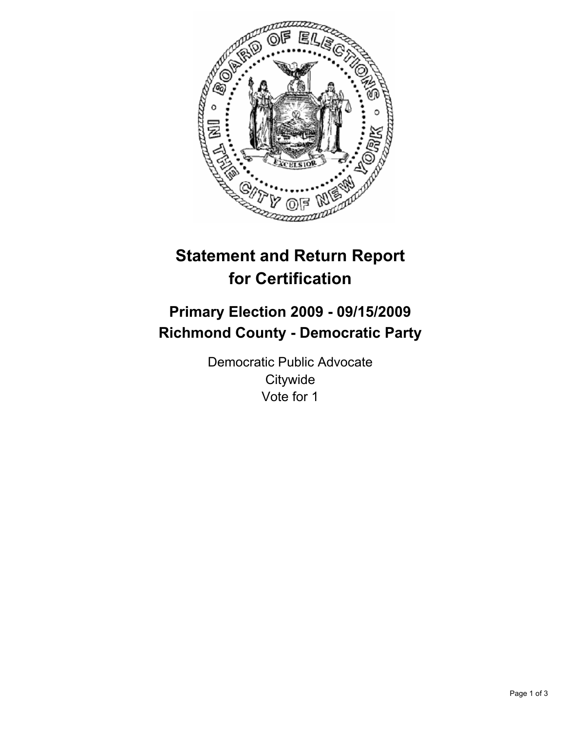# Statement and Return Report for Certification

## Primary Election 2009 - 09/15/2009
## Richmond County - Democratic Party

Democratic Public Advocate
Citywide
Vote for 1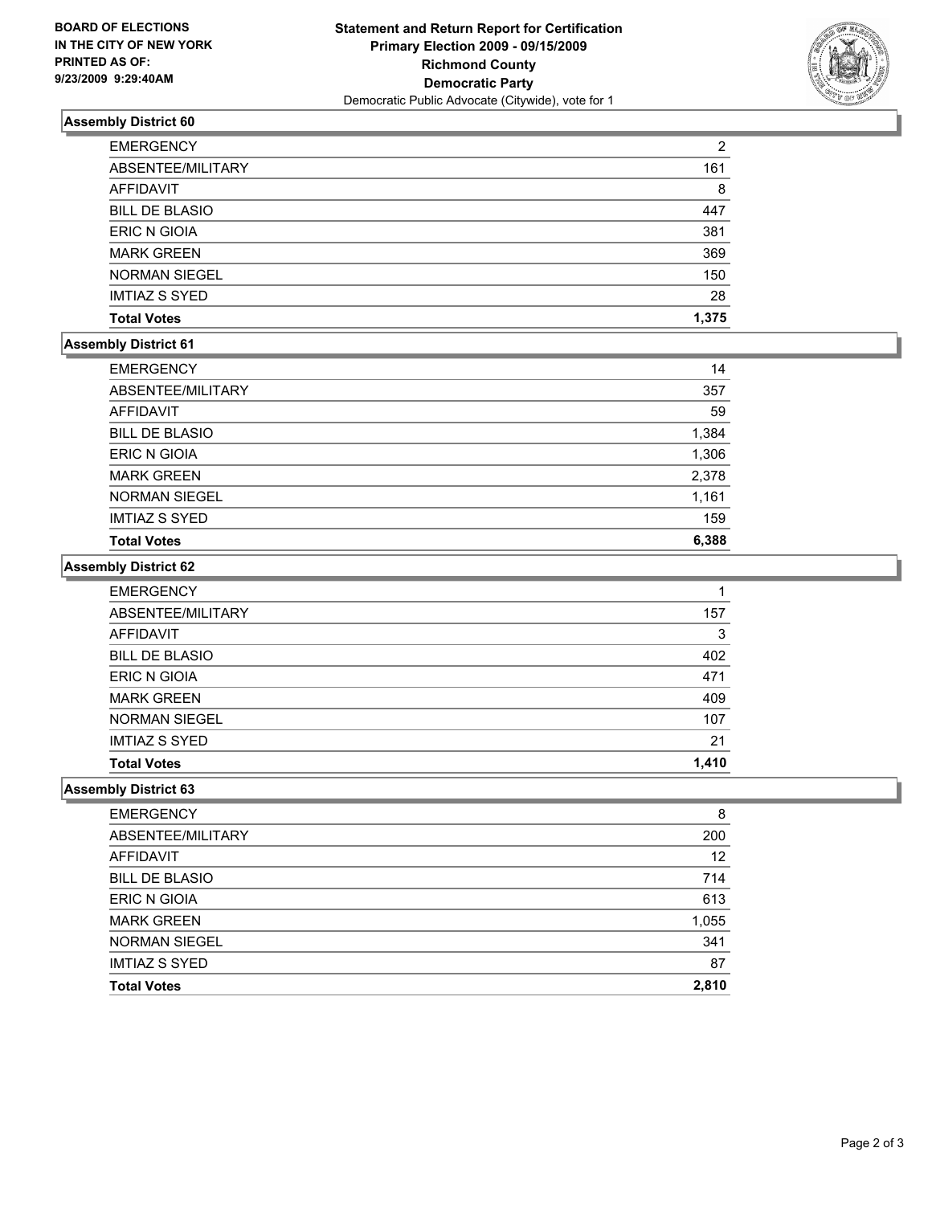**BOARD OF ELECTIONS IN THE CITY OF NEW YORK PRINTED AS OF: 9/23/2009 9:29:40AM**

**Statement and Return Report for Certification Primary Election 2009 - 09/15/2009 Richmond County Democratic Party**

Democratic Public Advocate (Citywide), vote for 1

### Assembly District 60

| | |
|---|---|
| EMERGENCY | 2 |
| ABSENTEE/MILITARY | 161 |
| AFFIDAVIT | 8 |
| BILL DE BLASIO | 447 |
| ERIC N GIOIA | 381 |
| MARK GREEN | 369 |
| NORMAN SIEGEL | 150 |
| IMTIAZ S SYED | 28 |
| **Total Votes** | **1,375** |

### Assembly District 61

| | |
|---|---|
| EMERGENCY | 14 |
| ABSENTEE/MILITARY | 357 |
| AFFIDAVIT | 59 |
| BILL DE BLASIO | 1,384 |
| ERIC N GIOIA | 1,306 |
| MARK GREEN | 2,378 |
| NORMAN SIEGEL | 1,161 |
| IMTIAZ S SYED | 159 |
| **Total Votes** | **6,388** |

### Assembly District 62

| | |
|---|---|
| EMERGENCY | 1 |
| ABSENTEE/MILITARY | 157 |
| AFFIDAVIT | 3 |
| BILL DE BLASIO | 402 |
| ERIC N GIOIA | 471 |
| MARK GREEN | 409 |
| NORMAN SIEGEL | 107 |
| IMTIAZ S SYED | 21 |
| **Total Votes** | **1,410** |

### Assembly District 63

| | |
|---|---|
| EMERGENCY | 8 |
| ABSENTEE/MILITARY | 200 |
| AFFIDAVIT | 12 |
| BILL DE BLASIO | 714 |
| ERIC N GIOIA | 613 |
| MARK GREEN | 1,055 |
| NORMAN SIEGEL | 341 |
| IMTIAZ S SYED | 87 |
| **Total Votes** | **2,810** |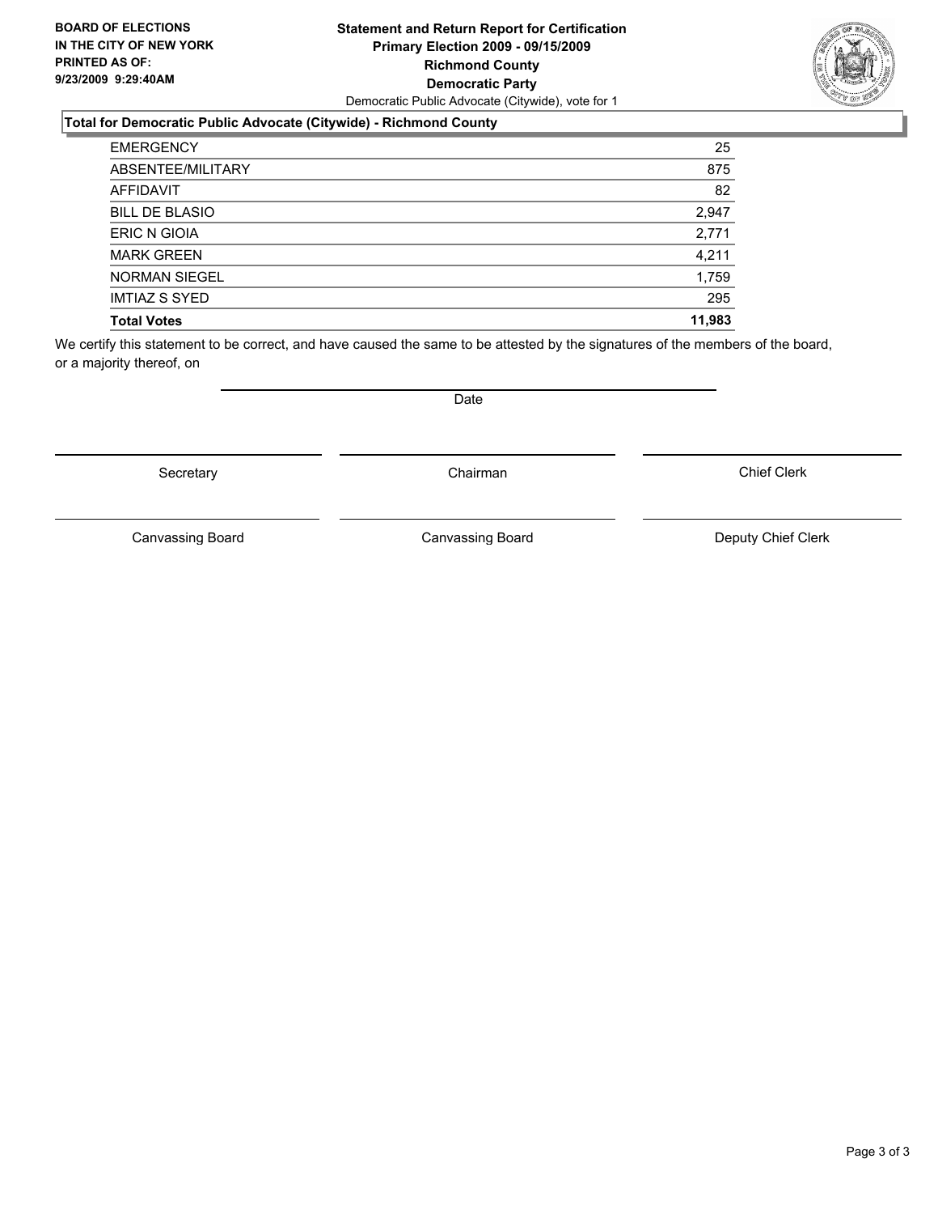**BOARD OF ELECTIONS IN THE CITY OF NEW YORK PRINTED AS OF: 9/23/2009 9:29:40AM**

**Statement and Return Report for Certification**
**Primary Election 2009 - 09/15/2009**
**Richmond County**
**Democratic Party**
Democratic Public Advocate (Citywide), vote for 1

### Total for Democratic Public Advocate (Citywide) - Richmond County

| | |
|---|---|
| EMERGENCY | 25 |
| ABSENTEE/MILITARY | 875 |
| AFFIDAVIT | 82 |
| BILL DE BLASIO | 2,947 |
| ERIC N GIOIA | 2,771 |
| MARK GREEN | 4,211 |
| NORMAN SIEGEL | 1,759 |
| IMTIAZ S SYED | 295 |
| **Total Votes** | **11,983** |

We certify this statement to be correct, and have caused the same to be attested by the signatures of the members of the board, or a majority thereof, on

Date

Secretary

Chairman

Chief Clerk

Canvassing Board

Canvassing Board

Deputy Chief Clerk